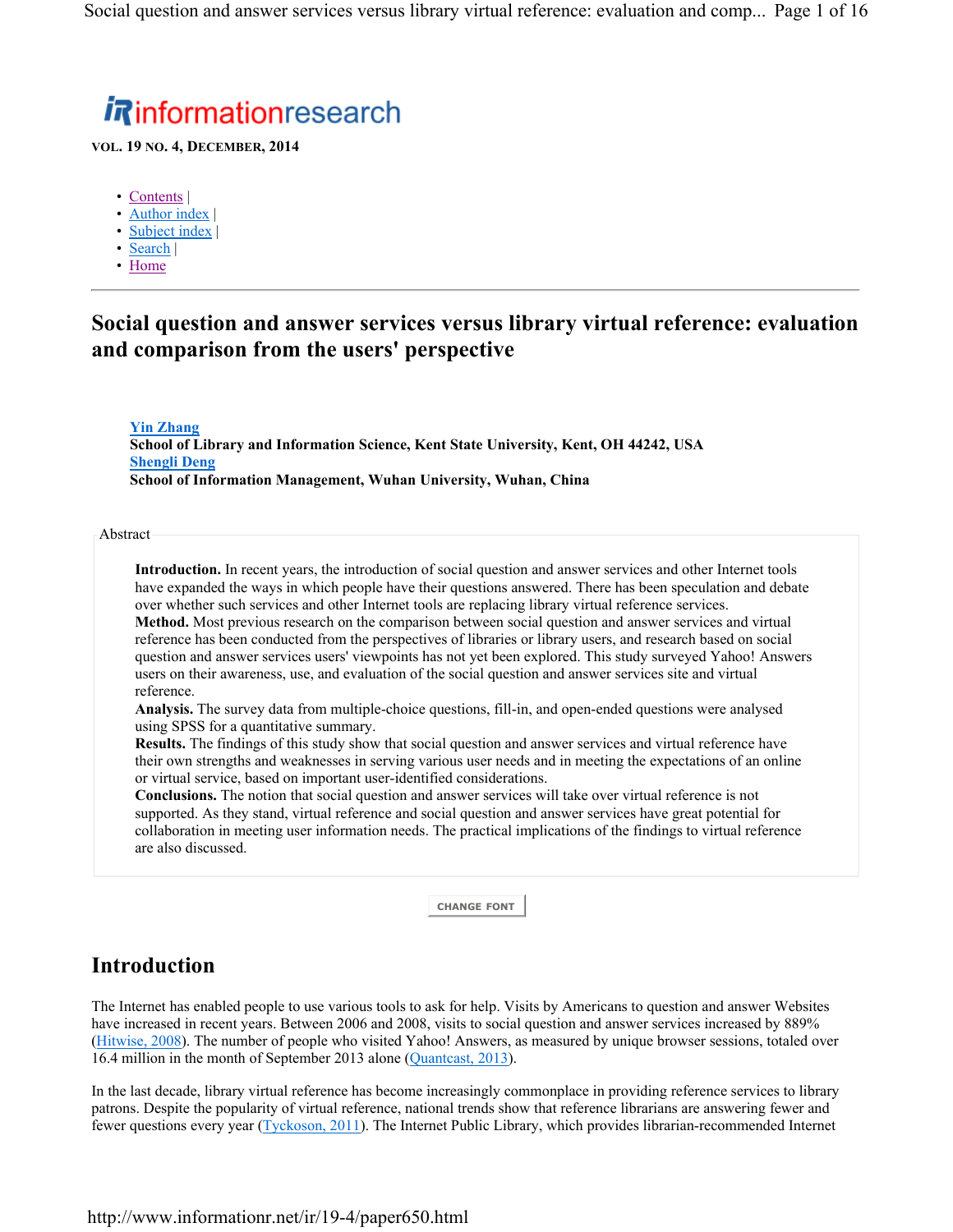**VOL. 19 NO. 4, DECEMBER, 2014**

- Contents |
- Author index |
- Subject index |
- Search |
- Home

# Social question and answer services versus library virtual reference: evaluation and comparison from the users' perspective

**Yin Zhang**
**School of Library and Information Science, Kent State University, Kent, OH 44242, USA**
**Shengli Deng**
**School of Information Management, Wuhan University, Wuhan, China**

Abstract

**Introduction.** In recent years, the introduction of social question and answer services and other Internet tools have expanded the ways in which people have their questions answered. There has been speculation and debate over whether such services and other Internet tools are replacing library virtual reference services.
**Method.** Most previous research on the comparison between social question and answer services and virtual reference has been conducted from the perspectives of libraries or library users, and research based on social question and answer services users' viewpoints has not yet been explored. This study surveyed Yahoo! Answers users on their awareness, use, and evaluation of the social question and answer services site and virtual reference.
**Analysis.** The survey data from multiple-choice questions, fill-in, and open-ended questions were analysed using SPSS for a quantitative summary.
**Results.** The findings of this study show that social question and answer services and virtual reference have their own strengths and weaknesses in serving various user needs and in meeting the expectations of an online or virtual service, based on important user-identified considerations.
**Conclusions.** The notion that social question and answer services will take over virtual reference is not supported. As they stand, virtual reference and social question and answer services have great potential for collaboration in meeting user information needs. The practical implications of the findings to virtual reference are also discussed.

## Introduction

The Internet has enabled people to use various tools to ask for help. Visits by Americans to question and answer Websites have increased in recent years. Between 2006 and 2008, visits to social question and answer services increased by 889% (Hitwise, 2008). The number of people who visited Yahoo! Answers, as measured by unique browser sessions, totaled over 16.4 million in the month of September 2013 alone (Quantcast, 2013).

In the last decade, library virtual reference has become increasingly commonplace in providing reference services to library patrons. Despite the popularity of virtual reference, national trends show that reference librarians are answering fewer and fewer questions every year (Tyckoson, 2011). The Internet Public Library, which provides librarian-recommended Internet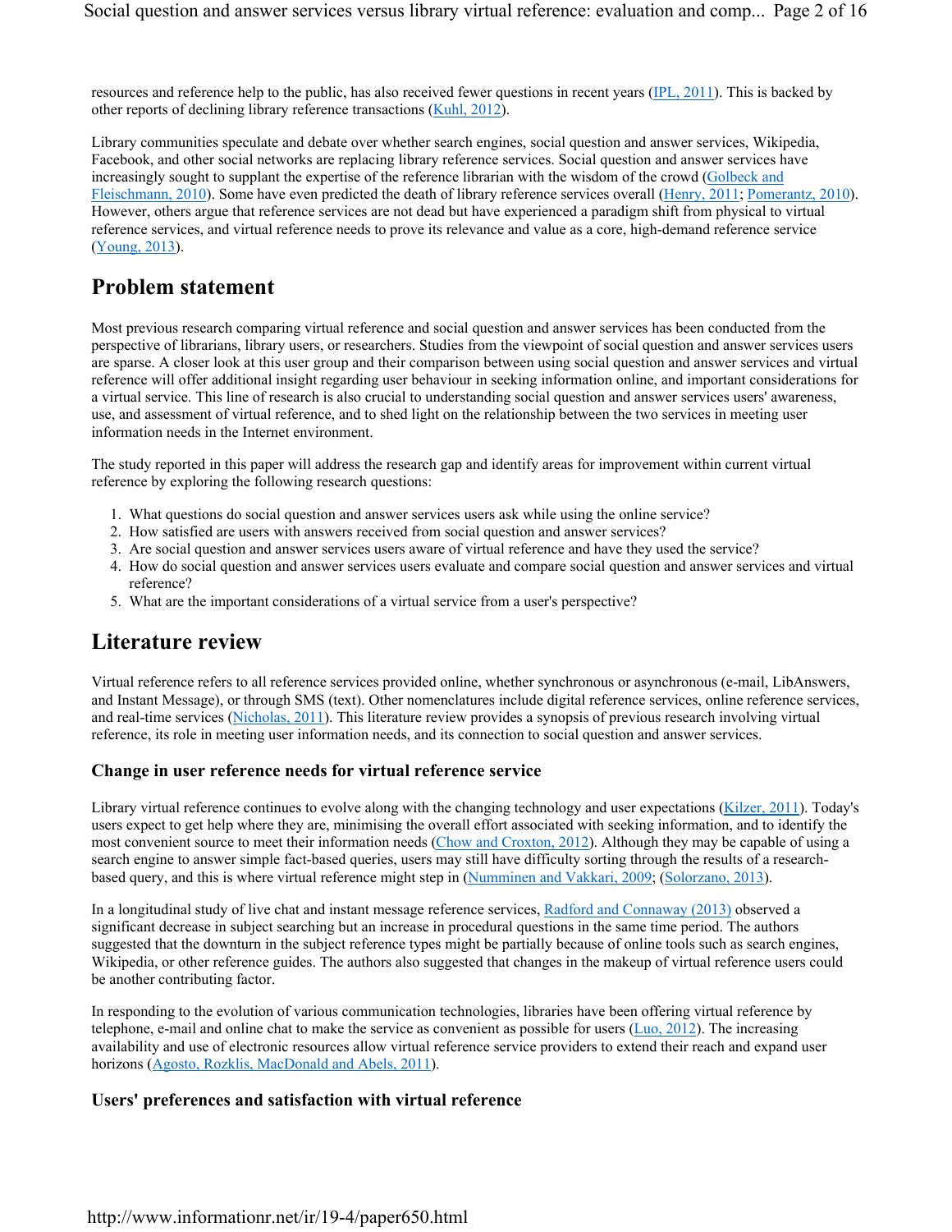resources and reference help to the public, has also received fewer questions in recent years (IPL, 2011). This is backed by other reports of declining library reference transactions (Kuhl, 2012).

Library communities speculate and debate over whether search engines, social question and answer services, Wikipedia, Facebook, and other social networks are replacing library reference services. Social question and answer services have increasingly sought to supplant the expertise of the reference librarian with the wisdom of the crowd (Golbeck and Fleischmann, 2010). Some have even predicted the death of library reference services overall (Henry, 2011; Pomerantz, 2010). However, others argue that reference services are not dead but have experienced a paradigm shift from physical to virtual reference services, and virtual reference needs to prove its relevance and value as a core, high-demand reference service (Young, 2013).

## Problem statement

Most previous research comparing virtual reference and social question and answer services has been conducted from the perspective of librarians, library users, or researchers. Studies from the viewpoint of social question and answer services users are sparse. A closer look at this user group and their comparison between using social question and answer services and virtual reference will offer additional insight regarding user behaviour in seeking information online, and important considerations for a virtual service. This line of research is also crucial to understanding social question and answer services users' awareness, use, and assessment of virtual reference, and to shed light on the relationship between the two services in meeting user information needs in the Internet environment.

The study reported in this paper will address the research gap and identify areas for improvement within current virtual reference by exploring the following research questions:

1. What questions do social question and answer services users ask while using the online service?
2. How satisfied are users with answers received from social question and answer services?
3. Are social question and answer services users aware of virtual reference and have they used the service?
4. How do social question and answer services users evaluate and compare social question and answer services and virtual reference?
5. What are the important considerations of a virtual service from a user's perspective?

## Literature review

Virtual reference refers to all reference services provided online, whether synchronous or asynchronous (e-mail, LibAnswers, and Instant Message), or through SMS (text). Other nomenclatures include digital reference services, online reference services, and real-time services (Nicholas, 2011). This literature review provides a synopsis of previous research involving virtual reference, its role in meeting user information needs, and its connection to social question and answer services.

### Change in user reference needs for virtual reference service

Library virtual reference continues to evolve along with the changing technology and user expectations (Kilzer, 2011). Today's users expect to get help where they are, minimising the overall effort associated with seeking information, and to identify the most convenient source to meet their information needs (Chow and Croxton, 2012). Although they may be capable of using a search engine to answer simple fact-based queries, users may still have difficulty sorting through the results of a research-based query, and this is where virtual reference might step in (Numminen and Vakkari, 2009; (Solorzano, 2013).

In a longitudinal study of live chat and instant message reference services, Radford and Connaway (2013) observed a significant decrease in subject searching but an increase in procedural questions in the same time period. The authors suggested that the downturn in the subject reference types might be partially because of online tools such as search engines, Wikipedia, or other reference guides. The authors also suggested that changes in the makeup of virtual reference users could be another contributing factor.

In responding to the evolution of various communication technologies, libraries have been offering virtual reference by telephone, e-mail and online chat to make the service as convenient as possible for users (Luo, 2012). The increasing availability and use of electronic resources allow virtual reference service providers to extend their reach and expand user horizons (Agosto, Rozklis, MacDonald and Abels, 2011).

### Users' preferences and satisfaction with virtual reference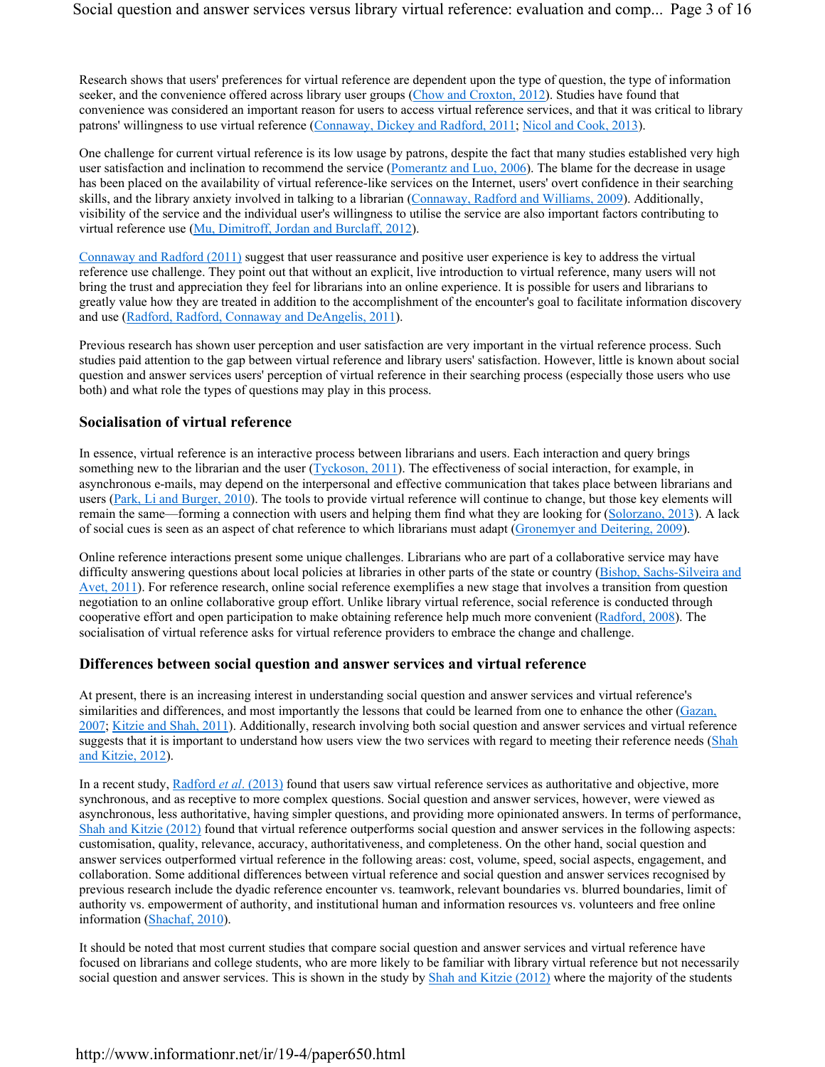Research shows that users' preferences for virtual reference are dependent upon the type of question, the type of information seeker, and the convenience offered across library user groups (Chow and Croxton, 2012). Studies have found that convenience was considered an important reason for users to access virtual reference services, and that it was critical to library patrons' willingness to use virtual reference (Connaway, Dickey and Radford, 2011; Nicol and Cook, 2013).

One challenge for current virtual reference is its low usage by patrons, despite the fact that many studies established very high user satisfaction and inclination to recommend the service (Pomerantz and Luo, 2006). The blame for the decrease in usage has been placed on the availability of virtual reference-like services on the Internet, users' overt confidence in their searching skills, and the library anxiety involved in talking to a librarian (Connaway, Radford and Williams, 2009). Additionally, visibility of the service and the individual user's willingness to utilise the service are also important factors contributing to virtual reference use (Mu, Dimitroff, Jordan and Burclaff, 2012).

Connaway and Radford (2011) suggest that user reassurance and positive user experience is key to address the virtual reference use challenge. They point out that without an explicit, live introduction to virtual reference, many users will not bring the trust and appreciation they feel for librarians into an online experience. It is possible for users and librarians to greatly value how they are treated in addition to the accomplishment of the encounter's goal to facilitate information discovery and use (Radford, Radford, Connaway and DeAngelis, 2011).

Previous research has shown user perception and user satisfaction are very important in the virtual reference process. Such studies paid attention to the gap between virtual reference and library users' satisfaction. However, little is known about social question and answer services users' perception of virtual reference in their searching process (especially those users who use both) and what role the types of questions may play in this process.

## Socialisation of virtual reference

In essence, virtual reference is an interactive process between librarians and users. Each interaction and query brings something new to the librarian and the user (Tyckoson, 2011). The effectiveness of social interaction, for example, in asynchronous e-mails, may depend on the interpersonal and effective communication that takes place between librarians and users (Park, Li and Burger, 2010). The tools to provide virtual reference will continue to change, but those key elements will remain the same—forming a connection with users and helping them find what they are looking for (Solorzano, 2013). A lack of social cues is seen as an aspect of chat reference to which librarians must adapt (Gronemyer and Deitering, 2009).

Online reference interactions present some unique challenges. Librarians who are part of a collaborative service may have difficulty answering questions about local policies at libraries in other parts of the state or country (Bishop, Sachs-Silveira and Avet, 2011). For reference research, online social reference exemplifies a new stage that involves a transition from question negotiation to an online collaborative group effort. Unlike library virtual reference, social reference is conducted through cooperative effort and open participation to make obtaining reference help much more convenient (Radford, 2008). The socialisation of virtual reference asks for virtual reference providers to embrace the change and challenge.

## Differences between social question and answer services and virtual reference

At present, there is an increasing interest in understanding social question and answer services and virtual reference's similarities and differences, and most importantly the lessons that could be learned from one to enhance the other (Gazan, 2007; Kitzie and Shah, 2011). Additionally, research involving both social question and answer services and virtual reference suggests that it is important to understand how users view the two services with regard to meeting their reference needs (Shah and Kitzie, 2012).

In a recent study, Radford *et al*. (2013) found that users saw virtual reference services as authoritative and objective, more synchronous, and as receptive to more complex questions. Social question and answer services, however, were viewed as asynchronous, less authoritative, having simpler questions, and providing more opinionated answers. In terms of performance, Shah and Kitzie (2012) found that virtual reference outperforms social question and answer services in the following aspects: customisation, quality, relevance, accuracy, authoritativeness, and completeness. On the other hand, social question and answer services outperformed virtual reference in the following areas: cost, volume, speed, social aspects, engagement, and collaboration. Some additional differences between virtual reference and social question and answer services recognised by previous research include the dyadic reference encounter vs. teamwork, relevant boundaries vs. blurred boundaries, limit of authority vs. empowerment of authority, and institutional human and information resources vs. volunteers and free online information (Shachaf, 2010).

It should be noted that most current studies that compare social question and answer services and virtual reference have focused on librarians and college students, who are more likely to be familiar with library virtual reference but not necessarily social question and answer services. This is shown in the study by Shah and Kitzie (2012) where the majority of the students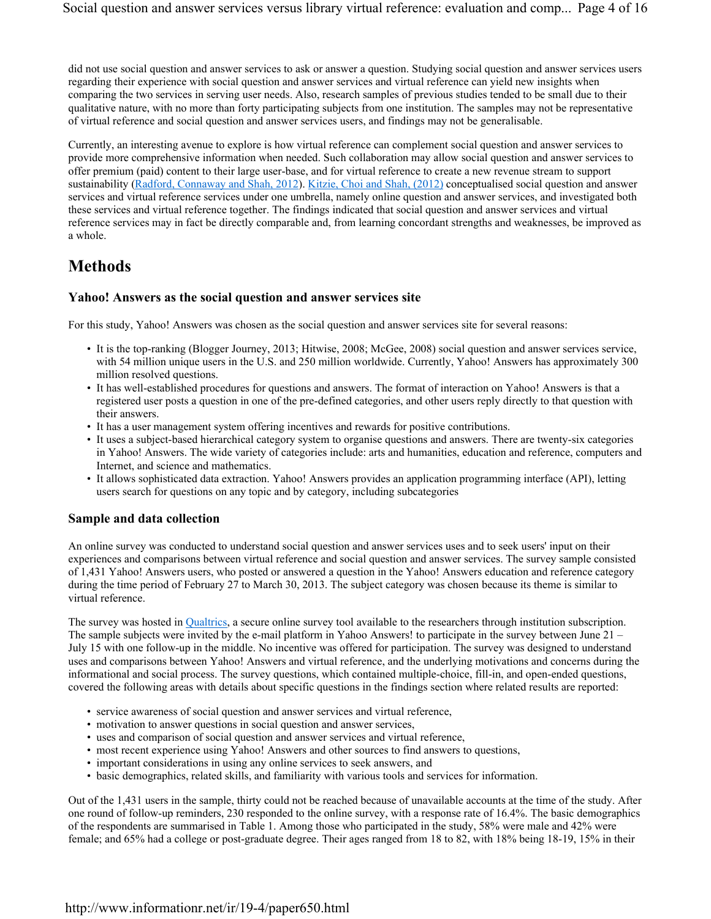did not use social question and answer services to ask or answer a question. Studying social question and answer services users regarding their experience with social question and answer services and virtual reference can yield new insights when comparing the two services in serving user needs. Also, research samples of previous studies tended to be small due to their qualitative nature, with no more than forty participating subjects from one institution. The samples may not be representative of virtual reference and social question and answer services users, and findings may not be generalisable.

Currently, an interesting avenue to explore is how virtual reference can complement social question and answer services to provide more comprehensive information when needed. Such collaboration may allow social question and answer services to offer premium (paid) content to their large user-base, and for virtual reference to create a new revenue stream to support sustainability ([Radford, Connaway and Shah, 2012](#)). [Kitzie, Choi and Shah, (2012)](#) conceptualised social question and answer services and virtual reference services under one umbrella, namely online question and answer services, and investigated both these services and virtual reference together. The findings indicated that social question and answer services and virtual reference services may in fact be directly comparable and, from learning concordant strengths and weaknesses, be improved as a whole.

## Methods

### Yahoo! Answers as the social question and answer services site

For this study, Yahoo! Answers was chosen as the social question and answer services site for several reasons:

- It is the top-ranking (Blogger Journey, 2013; Hitwise, 2008; McGee, 2008) social question and answer services service, with 54 million unique users in the U.S. and 250 million worldwide. Currently, Yahoo! Answers has approximately 300 million resolved questions.
- It has well-established procedures for questions and answers. The format of interaction on Yahoo! Answers is that a registered user posts a question in one of the pre-defined categories, and other users reply directly to that question with their answers.
- It has a user management system offering incentives and rewards for positive contributions.
- It uses a subject-based hierarchical category system to organise questions and answers. There are twenty-six categories in Yahoo! Answers. The wide variety of categories include: arts and humanities, education and reference, computers and Internet, and science and mathematics.
- It allows sophisticated data extraction. Yahoo! Answers provides an application programming interface (API), letting users search for questions on any topic and by category, including subcategories

### Sample and data collection

An online survey was conducted to understand social question and answer services uses and to seek users' input on their experiences and comparisons between virtual reference and social question and answer services. The survey sample consisted of 1,431 Yahoo! Answers users, who posted or answered a question in the Yahoo! Answers education and reference category during the time period of February 27 to March 30, 2013. The subject category was chosen because its theme is similar to virtual reference.

The survey was hosted in [Qualtrics](#), a secure online survey tool available to the researchers through institution subscription. The sample subjects were invited by the e-mail platform in Yahoo Answers! to participate in the survey between June 21 – July 15 with one follow-up in the middle. No incentive was offered for participation. The survey was designed to understand uses and comparisons between Yahoo! Answers and virtual reference, and the underlying motivations and concerns during the informational and social process. The survey questions, which contained multiple-choice, fill-in, and open-ended questions, covered the following areas with details about specific questions in the findings section where related results are reported:

- service awareness of social question and answer services and virtual reference,
- motivation to answer questions in social question and answer services,
- uses and comparison of social question and answer services and virtual reference,
- most recent experience using Yahoo! Answers and other sources to find answers to questions,
- important considerations in using any online services to seek answers, and
- basic demographics, related skills, and familiarity with various tools and services for information.

Out of the 1,431 users in the sample, thirty could not be reached because of unavailable accounts at the time of the study. After one round of follow-up reminders, 230 responded to the online survey, with a response rate of 16.4%. The basic demographics of the respondents are summarised in Table 1. Among those who participated in the study, 58% were male and 42% were female; and 65% had a college or post-graduate degree. Their ages ranged from 18 to 82, with 18% being 18-19, 15% in their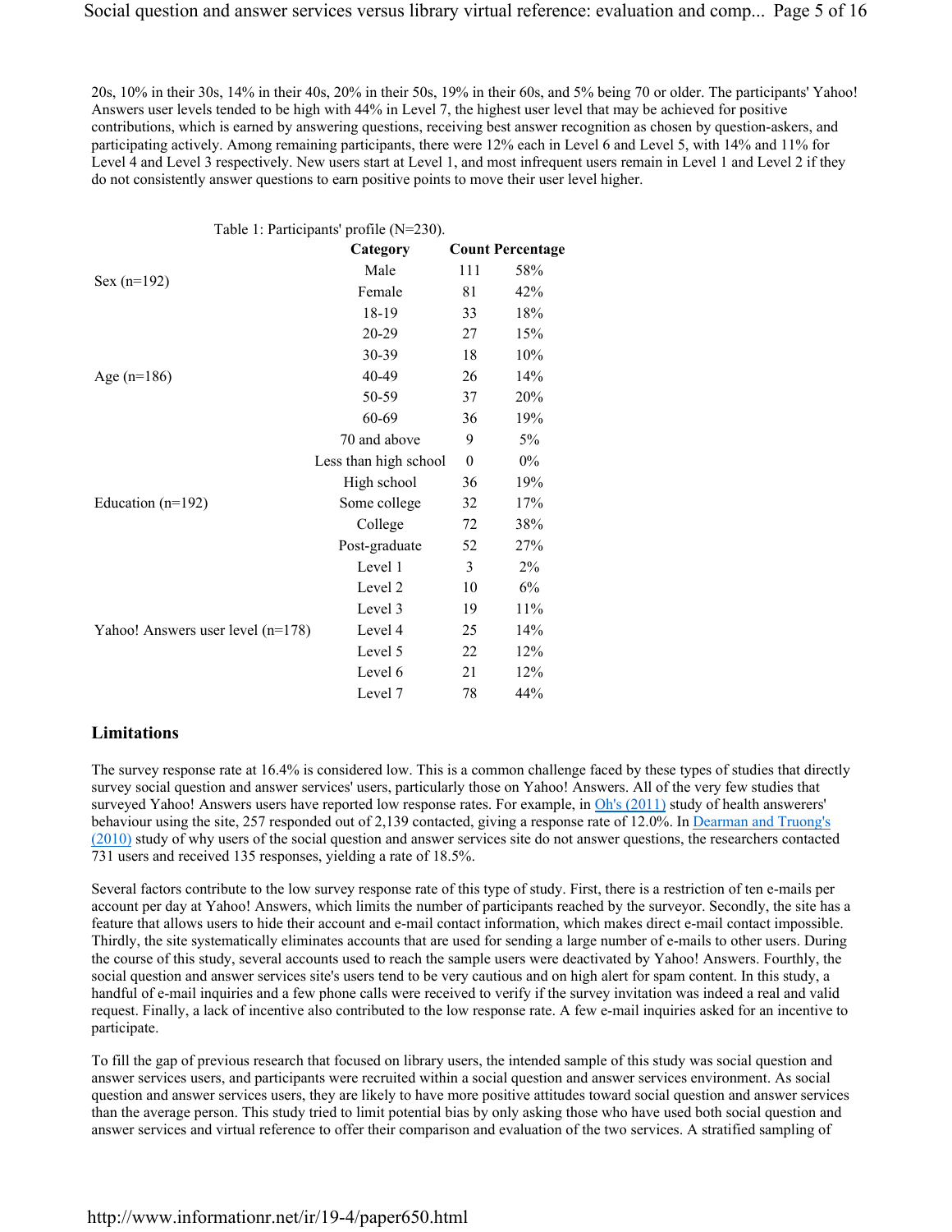20s, 10% in their 30s, 14% in their 40s, 20% in their 50s, 19% in their 60s, and 5% being 70 or older. The participants' Yahoo! Answers user levels tended to be high with 44% in Level 7, the highest user level that may be achieved for positive contributions, which is earned by answering questions, receiving best answer recognition as chosen by question-askers, and participating actively. Among remaining participants, there were 12% each in Level 6 and Level 5, with 14% and 11% for Level 4 and Level 3 respectively. New users start at Level 1, and most infrequent users remain in Level 1 and Level 2 if they do not consistently answer questions to earn positive points to move their user level higher.

Table 1: Participants' profile (N=230).

| | Category | Count | Percentage |
|---|---|---|---|
| Sex (n=192) | Male | 111 | 58% |
| | Female | 81 | 42% |
| Age (n=186) | 18-19 | 33 | 18% |
| | 20-29 | 27 | 15% |
| | 30-39 | 18 | 10% |
| | 40-49 | 26 | 14% |
| | 50-59 | 37 | 20% |
| | 60-69 | 36 | 19% |
| | 70 and above | 9 | 5% |
| Education (n=192) | Less than high school | 0 | 0% |
| | High school | 36 | 19% |
| | Some college | 32 | 17% |
| | College | 72 | 38% |
| | Post-graduate | 52 | 27% |
| Yahoo! Answers user level (n=178) | Level 1 | 3 | 2% |
| | Level 2 | 10 | 6% |
| | Level 3 | 19 | 11% |
| | Level 4 | 25 | 14% |
| | Level 5 | 22 | 12% |
| | Level 6 | 21 | 12% |
| | Level 7 | 78 | 44% |

## Limitations

The survey response rate at 16.4% is considered low. This is a common challenge faced by these types of studies that directly survey social question and answer services' users, particularly those on Yahoo! Answers. All of the very few studies that surveyed Yahoo! Answers users have reported low response rates. For example, in Oh's (2011) study of health answerers' behaviour using the site, 257 responded out of 2,139 contacted, giving a response rate of 12.0%. In Dearman and Truong's (2010) study of why users of the social question and answer services site do not answer questions, the researchers contacted 731 users and received 135 responses, yielding a rate of 18.5%.

Several factors contribute to the low survey response rate of this type of study. First, there is a restriction of ten e-mails per account per day at Yahoo! Answers, which limits the number of participants reached by the surveyor. Secondly, the site has a feature that allows users to hide their account and e-mail contact information, which makes direct e-mail contact impossible. Thirdly, the site systematically eliminates accounts that are used for sending a large number of e-mails to other users. During the course of this study, several accounts used to reach the sample users were deactivated by Yahoo! Answers. Fourthly, the social question and answer services site's users tend to be very cautious and on high alert for spam content. In this study, a handful of e-mail inquiries and a few phone calls were received to verify if the survey invitation was indeed a real and valid request. Finally, a lack of incentive also contributed to the low response rate. A few e-mail inquiries asked for an incentive to participate.

To fill the gap of previous research that focused on library users, the intended sample of this study was social question and answer services users, and participants were recruited within a social question and answer services environment. As social question and answer services users, they are likely to have more positive attitudes toward social question and answer services than the average person. This study tried to limit potential bias by only asking those who have used both social question and answer services and virtual reference to offer their comparison and evaluation of the two services. A stratified sampling of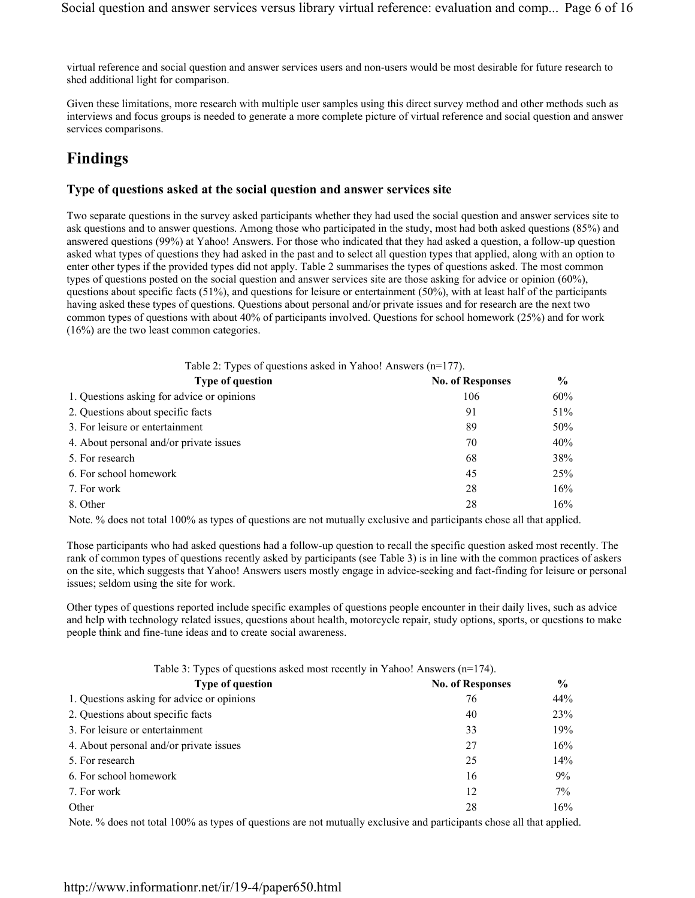virtual reference and social question and answer services users and non-users would be most desirable for future research to shed additional light for comparison.

Given these limitations, more research with multiple user samples using this direct survey method and other methods such as interviews and focus groups is needed to generate a more complete picture of virtual reference and social question and answer services comparisons.

## Findings

### Type of questions asked at the social question and answer services site

Two separate questions in the survey asked participants whether they had used the social question and answer services site to ask questions and to answer questions. Among those who participated in the study, most had both asked questions (85%) and answered questions (99%) at Yahoo! Answers. For those who indicated that they had asked a question, a follow-up question asked what types of questions they had asked in the past and to select all question types that applied, along with an option to enter other types if the provided types did not apply. Table 2 summarises the types of questions asked. The most common types of questions posted on the social question and answer services site are those asking for advice or opinion (60%), questions about specific facts (51%), and questions for leisure or entertainment (50%), with at least half of the participants having asked these types of questions. Questions about personal and/or private issues and for research are the next two common types of questions with about 40% of participants involved. Questions for school homework (25%) and for work (16%) are the two least common categories.

Table 2: Types of questions asked in Yahoo! Answers (n=177).

| Type of question | No. of Responses | % |
|---|---|---|
| 1. Questions asking for advice or opinions | 106 | 60% |
| 2. Questions about specific facts | 91 | 51% |
| 3. For leisure or entertainment | 89 | 50% |
| 4. About personal and/or private issues | 70 | 40% |
| 5. For research | 68 | 38% |
| 6. For school homework | 45 | 25% |
| 7. For work | 28 | 16% |
| 8. Other | 28 | 16% |

Note. % does not total 100% as types of questions are not mutually exclusive and participants chose all that applied.

Those participants who had asked questions had a follow-up question to recall the specific question asked most recently. The rank of common types of questions recently asked by participants (see Table 3) is in line with the common practices of askers on the site, which suggests that Yahoo! Answers users mostly engage in advice-seeking and fact-finding for leisure or personal issues; seldom using the site for work.

Other types of questions reported include specific examples of questions people encounter in their daily lives, such as advice and help with technology related issues, questions about health, motorcycle repair, study options, sports, or questions to make people think and fine-tune ideas and to create social awareness.

Table 3: Types of questions asked most recently in Yahoo! Answers (n=174).

| Type of question | No. of Responses | % |
|---|---|---|
| 1. Questions asking for advice or opinions | 76 | 44% |
| 2. Questions about specific facts | 40 | 23% |
| 3. For leisure or entertainment | 33 | 19% |
| 4. About personal and/or private issues | 27 | 16% |
| 5. For research | 25 | 14% |
| 6. For school homework | 16 | 9% |
| 7. For work | 12 | 7% |
| Other | 28 | 16% |

Note. % does not total 100% as types of questions are not mutually exclusive and participants chose all that applied.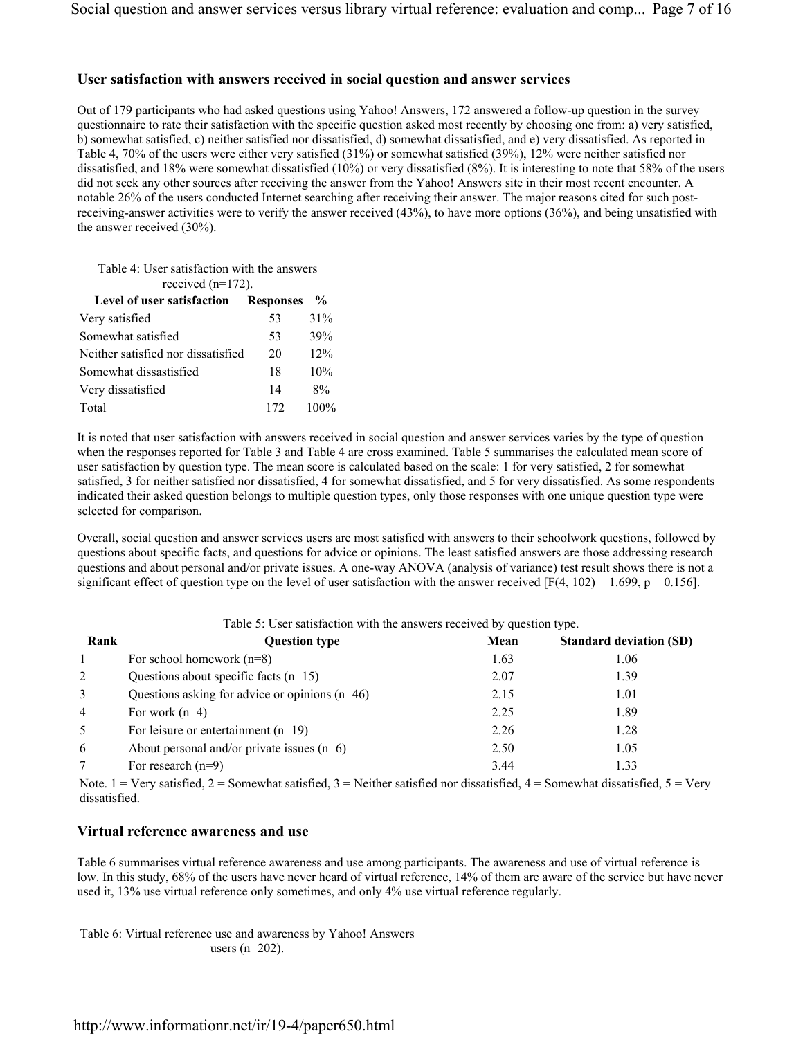### User satisfaction with answers received in social question and answer services

Out of 179 participants who had asked questions using Yahoo! Answers, 172 answered a follow-up question in the survey questionnaire to rate their satisfaction with the specific question asked most recently by choosing one from: a) very satisfied, b) somewhat satisfied, c) neither satisfied nor dissatisfied, d) somewhat dissatisfied, and e) very dissatisfied. As reported in Table 4, 70% of the users were either very satisfied (31%) or somewhat satisfied (39%), 12% were neither satisfied nor dissatisfied, and 18% were somewhat dissatisfied (10%) or very dissatisfied (8%). It is interesting to note that 58% of the users did not seek any other sources after receiving the answer from the Yahoo! Answers site in their most recent encounter. A notable 26% of the users conducted Internet searching after receiving their answer. The major reasons cited for such post-receiving-answer activities were to verify the answer received (43%), to have more options (36%), and being unsatisfied with the answer received (30%).

Table 4: User satisfaction with the answers received (n=172).

| Level of user satisfaction | Responses | % |
|---|---|---|
| Very satisfied | 53 | 31% |
| Somewhat satisfied | 53 | 39% |
| Neither satisfied nor dissatisfied | 20 | 12% |
| Somewhat dissastisfied | 18 | 10% |
| Very dissatisfied | 14 | 8% |
| Total | 172 | 100% |

It is noted that user satisfaction with answers received in social question and answer services varies by the type of question when the responses reported for Table 3 and Table 4 are cross examined. Table 5 summarises the calculated mean score of user satisfaction by question type. The mean score is calculated based on the scale: 1 for very satisfied, 2 for somewhat satisfied, 3 for neither satisfied nor dissatisfied, 4 for somewhat dissatisfied, and 5 for very dissatisfied. As some respondents indicated their asked question belongs to multiple question types, only those responses with one unique question type were selected for comparison.

Overall, social question and answer services users are most satisfied with answers to their schoolwork questions, followed by questions about specific facts, and questions for advice or opinions. The least satisfied answers are those addressing research questions and about personal and/or private issues. A one-way ANOVA (analysis of variance) test result shows there is not a significant effect of question type on the level of user satisfaction with the answer received [$F(4, 102) = 1.699$, $p = 0.156$].

Table 5: User satisfaction with the answers received by question type.

| Rank | Question type | Mean | Standard deviation (SD) |
|---|---|---|---|
| 1 | For school homework (n=8) | 1.63 | 1.06 |
| 2 | Questions about specific facts (n=15) | 2.07 | 1.39 |
| 3 | Questions asking for advice or opinions (n=46) | 2.15 | 1.01 |
| 4 | For work (n=4) | 2.25 | 1.89 |
| 5 | For leisure or entertainment (n=19) | 2.26 | 1.28 |
| 6 | About personal and/or private issues (n=6) | 2.50 | 1.05 |
| 7 | For research (n=9) | 3.44 | 1.33 |

Note. 1 = Very satisfied, 2 = Somewhat satisfied, 3 = Neither satisfied nor dissatisfied, 4 = Somewhat dissatisfied, 5 = Very dissatisfied.

### Virtual reference awareness and use

Table 6 summarises virtual reference awareness and use among participants. The awareness and use of virtual reference is low. In this study, 68% of the users have never heard of virtual reference, 14% of them are aware of the service but have never used it, 13% use virtual reference only sometimes, and only 4% use virtual reference regularly.

Table 6: Virtual reference use and awareness by Yahoo! Answers users (n=202).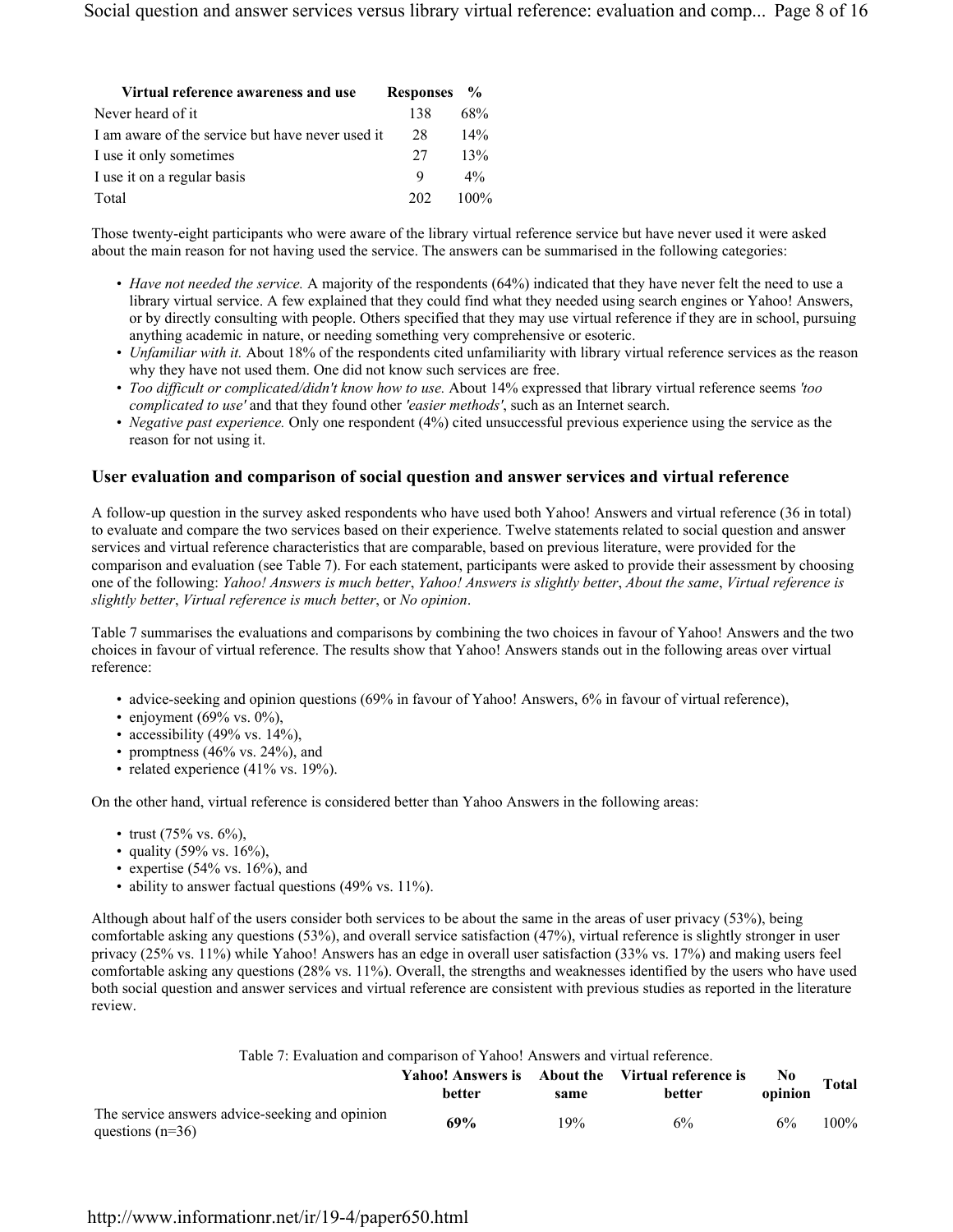| Virtual reference awareness and use | Responses | % |
|---|---|---|
| Never heard of it | 138 | 68% |
| I am aware of the service but have never used it | 28 | 14% |
| I use it only sometimes | 27 | 13% |
| I use it on a regular basis | 9 | 4% |
| Total | 202 | 100% |

Those twenty-eight participants who were aware of the library virtual reference service but have never used it were asked about the main reason for not having used the service. The answers can be summarised in the following categories:

- *Have not needed the service.* A majority of the respondents (64%) indicated that they have never felt the need to use a library virtual service. A few explained that they could find what they needed using search engines or Yahoo! Answers, or by directly consulting with people. Others specified that they may use virtual reference if they are in school, pursuing anything academic in nature, or needing something very comprehensive or esoteric.
- *Unfamiliar with it.* About 18% of the respondents cited unfamiliarity with library virtual reference services as the reason why they have not used them. One did not know such services are free.
- *Too difficult or complicated/didn't know how to use.* About 14% expressed that library virtual reference seems *'too complicated to use'* and that they found other *'easier methods'*, such as an Internet search.
- *Negative past experience.* Only one respondent (4%) cited unsuccessful previous experience using the service as the reason for not using it.

### User evaluation and comparison of social question and answer services and virtual reference

A follow-up question in the survey asked respondents who have used both Yahoo! Answers and virtual reference (36 in total) to evaluate and compare the two services based on their experience. Twelve statements related to social question and answer services and virtual reference characteristics that are comparable, based on previous literature, were provided for the comparison and evaluation (see Table 7). For each statement, participants were asked to provide their assessment by choosing one of the following: *Yahoo! Answers is much better*, *Yahoo! Answers is slightly better*, *About the same*, *Virtual reference is slightly better*, *Virtual reference is much better*, or *No opinion*.

Table 7 summarises the evaluations and comparisons by combining the two choices in favour of Yahoo! Answers and the two choices in favour of virtual reference. The results show that Yahoo! Answers stands out in the following areas over virtual reference:

- advice-seeking and opinion questions (69% in favour of Yahoo! Answers, 6% in favour of virtual reference),
- enjoyment (69% vs. 0%),
- accessibility (49% vs. 14%),
- promptness (46% vs. 24%), and
- related experience (41% vs. 19%).

On the other hand, virtual reference is considered better than Yahoo Answers in the following areas:

- trust (75% vs. 6%),
- quality (59% vs. 16%),
- expertise (54% vs. 16%), and
- ability to answer factual questions (49% vs. 11%).

Although about half of the users consider both services to be about the same in the areas of user privacy (53%), being comfortable asking any questions (53%), and overall service satisfaction (47%), virtual reference is slightly stronger in user privacy (25% vs. 11%) while Yahoo! Answers has an edge in overall user satisfaction (33% vs. 17%) and making users feel comfortable asking any questions (28% vs. 11%). Overall, the strengths and weaknesses identified by the users who have used both social question and answer services and virtual reference are consistent with previous studies as reported in the literature review.

Table 7: Evaluation and comparison of Yahoo! Answers and virtual reference.

| | Yahoo! Answers is better | About the same | Virtual reference is better | No opinion | Total |
|---|---|---|---|---|---|
| The service answers advice-seeking and opinion questions (n=36) | **69%** | 19% | 6% | 6% | 100% |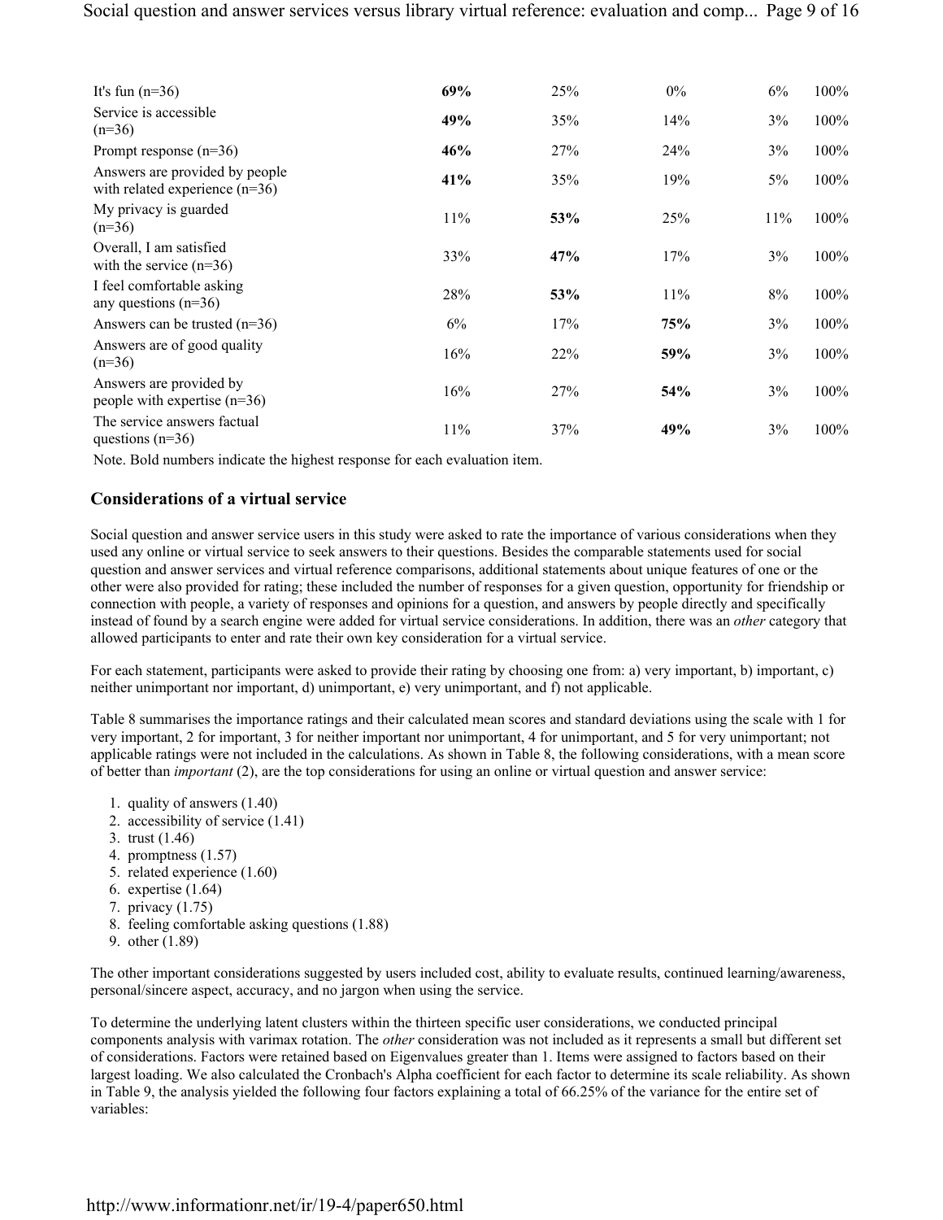| | | | | | |
|---|---|---|---|---|---|
| It's fun (n=36) | **69%** | 25% | 0% | 6% | 100% |
| Service is accessible (n=36) | **49%** | 35% | 14% | 3% | 100% |
| Prompt response (n=36) | **46%** | 27% | 24% | 3% | 100% |
| Answers are provided by people with related experience (n=36) | **41%** | 35% | 19% | 5% | 100% |
| My privacy is guarded (n=36) | 11% | **53%** | 25% | 11% | 100% |
| Overall, I am satisfied with the service (n=36) | 33% | **47%** | 17% | 3% | 100% |
| I feel comfortable asking any questions (n=36) | 28% | **53%** | 11% | 8% | 100% |
| Answers can be trusted (n=36) | 6% | 17% | **75%** | 3% | 100% |
| Answers are of good quality (n=36) | 16% | 22% | **59%** | 3% | 100% |
| Answers are provided by people with expertise (n=36) | 16% | 27% | **54%** | 3% | 100% |
| The service answers factual questions (n=36) | 11% | 37% | **49%** | 3% | 100% |

Note. Bold numbers indicate the highest response for each evaluation item.

### Considerations of a virtual service

Social question and answer service users in this study were asked to rate the importance of various considerations when they used any online or virtual service to seek answers to their questions. Besides the comparable statements used for social question and answer services and virtual reference comparisons, additional statements about unique features of one or the other were also provided for rating; these included the number of responses for a given question, opportunity for friendship or connection with people, a variety of responses and opinions for a question, and answers by people directly and specifically instead of found by a search engine were added for virtual service considerations. In addition, there was an *other* category that allowed participants to enter and rate their own key consideration for a virtual service.

For each statement, participants were asked to provide their rating by choosing one from: a) very important, b) important, c) neither unimportant nor important, d) unimportant, e) very unimportant, and f) not applicable.

Table 8 summarises the importance ratings and their calculated mean scores and standard deviations using the scale with 1 for very important, 2 for important, 3 for neither important nor unimportant, 4 for unimportant, and 5 for very unimportant; not applicable ratings were not included in the calculations. As shown in Table 8, the following considerations, with a mean score of better than *important* (2), are the top considerations for using an online or virtual question and answer service:

1. quality of answers (1.40)
2. accessibility of service (1.41)
3. trust (1.46)
4. promptness (1.57)
5. related experience (1.60)
6. expertise (1.64)
7. privacy (1.75)
8. feeling comfortable asking questions (1.88)
9. other (1.89)

The other important considerations suggested by users included cost, ability to evaluate results, continued learning/awareness, personal/sincere aspect, accuracy, and no jargon when using the service.

To determine the underlying latent clusters within the thirteen specific user considerations, we conducted principal components analysis with varimax rotation. The *other* consideration was not included as it represents a small but different set of considerations. Factors were retained based on Eigenvalues greater than 1. Items were assigned to factors based on their largest loading. We also calculated the Cronbach's Alpha coefficient for each factor to determine its scale reliability. As shown in Table 9, the analysis yielded the following four factors explaining a total of 66.25% of the variance for the entire set of variables: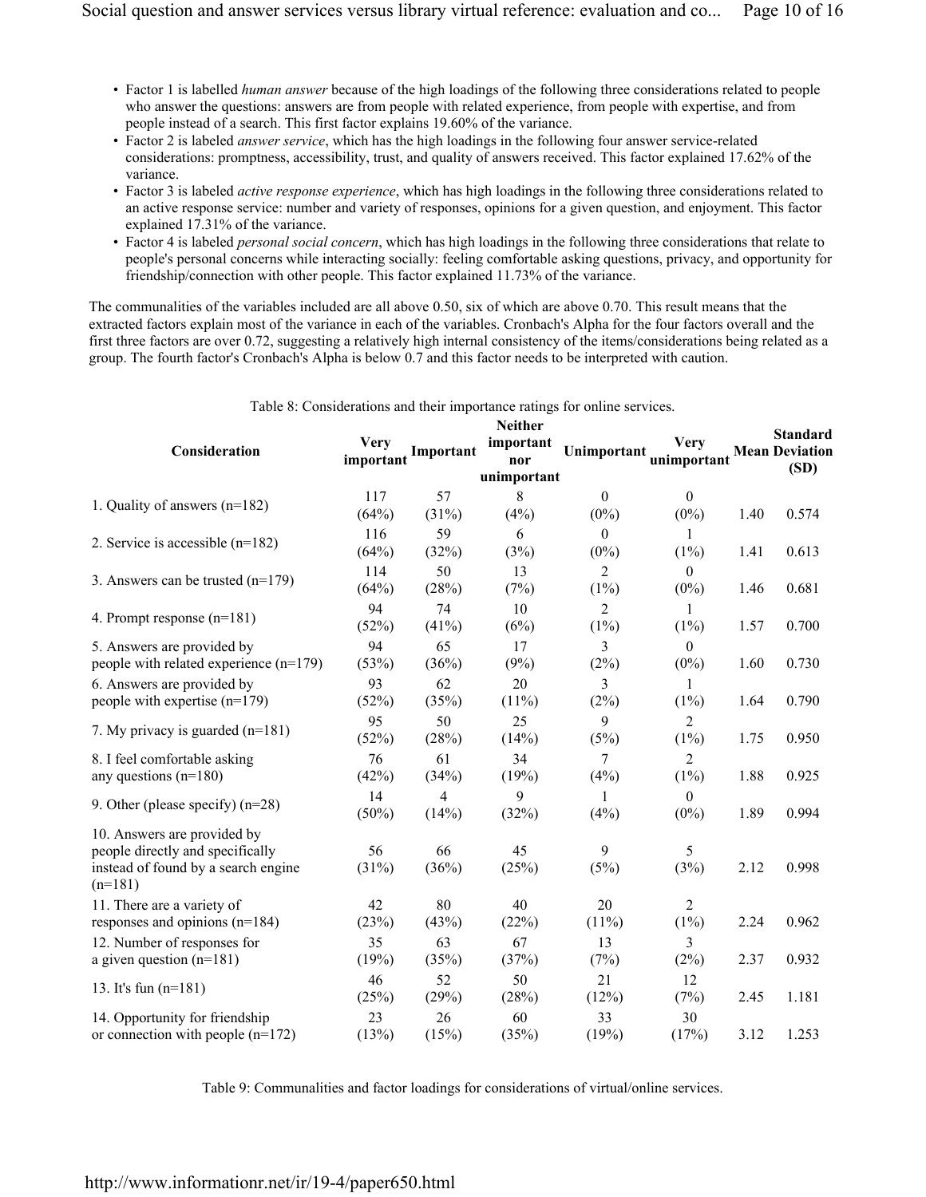- Factor 1 is labelled *human answer* because of the high loadings of the following three considerations related to people who answer the questions: answers are from people with related experience, from people with expertise, and from people instead of a search. This first factor explains 19.60% of the variance.
- Factor 2 is labeled *answer service*, which has the high loadings in the following four answer service-related considerations: promptness, accessibility, trust, and quality of answers received. This factor explained 17.62% of the variance.
- Factor 3 is labeled *active response experience*, which has high loadings in the following three considerations related to an active response service: number and variety of responses, opinions for a given question, and enjoyment. This factor explained 17.31% of the variance.
- Factor 4 is labeled *personal social concern*, which has high loadings in the following three considerations that relate to people's personal concerns while interacting socially: feeling comfortable asking questions, privacy, and opportunity for friendship/connection with other people. This factor explained 11.73% of the variance.

The communalities of the variables included are all above 0.50, six of which are above 0.70. This result means that the extracted factors explain most of the variance in each of the variables. Cronbach's Alpha for the four factors overall and the first three factors are over 0.72, suggesting a relatively high internal consistency of the items/considerations being related as a group. The fourth factor's Cronbach's Alpha is below 0.7 and this factor needs to be interpreted with caution.

Table 8: Considerations and their importance ratings for online services.

| Consideration | Very important | Important | Neither important nor unimportant | Unimportant | Very unimportant | Mean | Standard Deviation (SD) |
|---|---|---|---|---|---|---|---|
| 1. Quality of answers (n=182) | 117 (64%) | 57 (31%) | 8 (4%) | 0 (0%) | 0 (0%) | 1.40 | 0.574 |
| 2. Service is accessible (n=182) | 116 (64%) | 59 (32%) | 6 (3%) | 0 (0%) | 1 (1%) | 1.41 | 0.613 |
| 3. Answers can be trusted (n=179) | 114 (64%) | 50 (28%) | 13 (7%) | 2 (1%) | 0 (0%) | 1.46 | 0.681 |
| 4. Prompt response (n=181) | 94 (52%) | 74 (41%) | 10 (6%) | 2 (1%) | 1 (1%) | 1.57 | 0.700 |
| 5. Answers are provided by people with related experience (n=179) | 94 (53%) | 65 (36%) | 17 (9%) | 3 (2%) | 0 (0%) | 1.60 | 0.730 |
| 6. Answers are provided by people with expertise (n=179) | 93 (52%) | 62 (35%) | 20 (11%) | 3 (2%) | 1 (1%) | 1.64 | 0.790 |
| 7. My privacy is guarded (n=181) | 95 (52%) | 50 (28%) | 25 (14%) | 9 (5%) | 2 (1%) | 1.75 | 0.950 |
| 8. I feel comfortable asking any questions (n=180) | 76 (42%) | 61 (34%) | 34 (19%) | 7 (4%) | 2 (1%) | 1.88 | 0.925 |
| 9. Other (please specify) (n=28) | 14 (50%) | 4 (14%) | 9 (32%) | 1 (4%) | 0 (0%) | 1.89 | 0.994 |
| 10. Answers are provided by people directly and specifically instead of found by a search engine (n=181) | 56 (31%) | 66 (36%) | 45 (25%) | 9 (5%) | 5 (3%) | 2.12 | 0.998 |
| 11. There are a variety of responses and opinions (n=184) | 42 (23%) | 80 (43%) | 40 (22%) | 20 (11%) | 2 (1%) | 2.24 | 0.962 |
| 12. Number of responses for a given question (n=181) | 35 (19%) | 63 (35%) | 67 (37%) | 13 (7%) | 3 (2%) | 2.37 | 0.932 |
| 13. It's fun (n=181) | 46 (25%) | 52 (29%) | 50 (28%) | 21 (12%) | 12 (7%) | 2.45 | 1.181 |
| 14. Opportunity for friendship or connection with people (n=172) | 23 (13%) | 26 (15%) | 60 (35%) | 33 (19%) | 30 (17%) | 3.12 | 1.253 |

Table 9: Communalities and factor loadings for considerations of virtual/online services.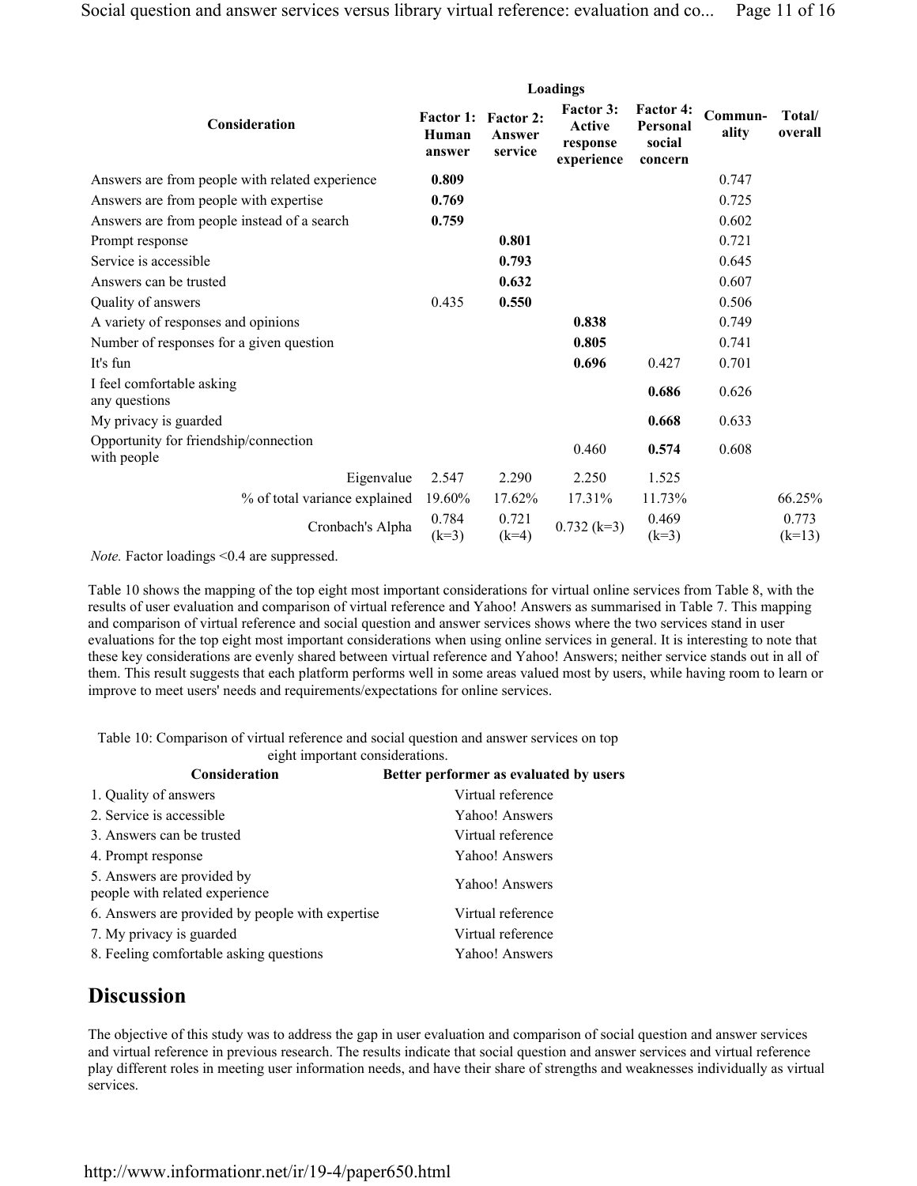| Consideration | Loadings | | | | Commun-ality | Total/ overall |
|---|---|---|---|---|---|---|
| | Factor 1: Human answer | Factor 2: Answer service | Factor 3: Active response experience | Factor 4: Personal social concern | | |
| Answers are from people with related experience | **0.809** | | | | 0.747 | |
| Answers are from people with expertise | **0.769** | | | | 0.725 | |
| Answers are from people instead of a search | **0.759** | | | | 0.602 | |
| Prompt response | | **0.801** | | | 0.721 | |
| Service is accessible | | **0.793** | | | 0.645 | |
| Answers can be trusted | | **0.632** | | | 0.607 | |
| Quality of answers | 0.435 | **0.550** | | | 0.506 | |
| A variety of responses and opinions | | | **0.838** | | 0.749 | |
| Number of responses for a given question | | | **0.805** | | 0.741 | |
| It's fun | | | **0.696** | 0.427 | 0.701 | |
| I feel comfortable asking any questions | | | | **0.686** | 0.626 | |
| My privacy is guarded | | | | **0.668** | 0.633 | |
| Opportunity for friendship/connection with people | | | 0.460 | **0.574** | 0.608 | |
| Eigenvalue | 2.547 | 2.290 | 2.250 | 1.525 | | |
| % of total variance explained | 19.60% | 17.62% | 17.31% | 11.73% | | 66.25% |
| Cronbach's Alpha | 0.784 (k=3) | 0.721 (k=4) | 0.732 (k=3) | 0.469 (k=3) | | 0.773 (k=13) |

*Note.* Factor loadings <0.4 are suppressed.

Table 10 shows the mapping of the top eight most important considerations for virtual online services from Table 8, with the results of user evaluation and comparison of virtual reference and Yahoo! Answers as summarised in Table 7. This mapping and comparison of virtual reference and social question and answer services shows where the two services stand in user evaluations for the top eight most important considerations when using online services in general. It is interesting to note that these key considerations are evenly shared between virtual reference and Yahoo! Answers; neither service stands out in all of them. This result suggests that each platform performs well in some areas valued most by users, while having room to learn or improve to meet users' needs and requirements/expectations for online services.

Table 10: Comparison of virtual reference and social question and answer services on top eight important considerations.

| Consideration | Better performer as evaluated by users |
|---|---|
| 1. Quality of answers | Virtual reference |
| 2. Service is accessible | Yahoo! Answers |
| 3. Answers can be trusted | Virtual reference |
| 4. Prompt response | Yahoo! Answers |
| 5. Answers are provided by people with related experience | Yahoo! Answers |
| 6. Answers are provided by people with expertise | Virtual reference |
| 7. My privacy is guarded | Virtual reference |
| 8. Feeling comfortable asking questions | Yahoo! Answers |

## Discussion

The objective of this study was to address the gap in user evaluation and comparison of social question and answer services and virtual reference in previous research. The results indicate that social question and answer services and virtual reference play different roles in meeting user information needs, and have their share of strengths and weaknesses individually as virtual services.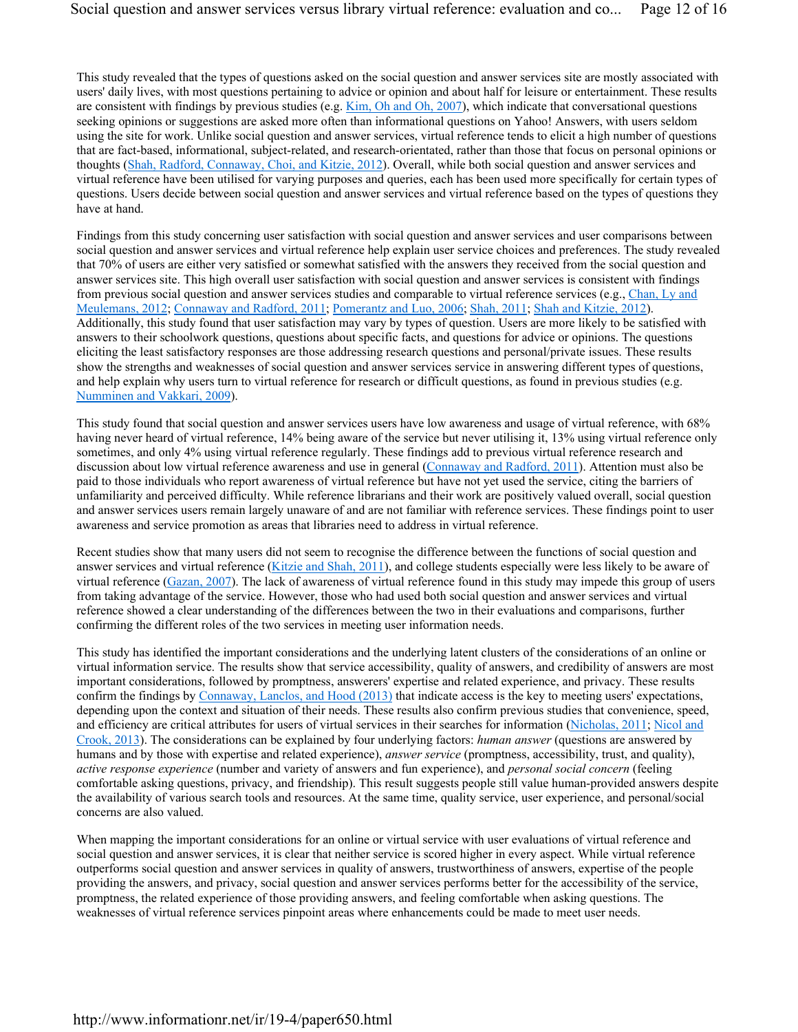This study revealed that the types of questions asked on the social question and answer services site are mostly associated with users' daily lives, with most questions pertaining to advice or opinion and about half for leisure or entertainment. These results are consistent with findings by previous studies (e.g. Kim, Oh and Oh, 2007), which indicate that conversational questions seeking opinions or suggestions are asked more often than informational questions on Yahoo! Answers, with users seldom using the site for work. Unlike social question and answer services, virtual reference tends to elicit a high number of questions that are fact-based, informational, subject-related, and research-orientated, rather than those that focus on personal opinions or thoughts (Shah, Radford, Connaway, Choi, and Kitzie, 2012). Overall, while both social question and answer services and virtual reference have been utilised for varying purposes and queries, each has been used more specifically for certain types of questions. Users decide between social question and answer services and virtual reference based on the types of questions they have at hand.

Findings from this study concerning user satisfaction with social question and answer services and user comparisons between social question and answer services and virtual reference help explain user service choices and preferences. The study revealed that 70% of users are either very satisfied or somewhat satisfied with the answers they received from the social question and answer services site. This high overall user satisfaction with social question and answer services is consistent with findings from previous social question and answer services studies and comparable to virtual reference services (e.g., Chan, Ly and Meulemans, 2012; Connaway and Radford, 2011; Pomerantz and Luo, 2006; Shah, 2011; Shah and Kitzie, 2012). Additionally, this study found that user satisfaction may vary by types of question. Users are more likely to be satisfied with answers to their schoolwork questions, questions about specific facts, and questions for advice or opinions. The questions eliciting the least satisfactory responses are those addressing research questions and personal/private issues. These results show the strengths and weaknesses of social question and answer services service in answering different types of questions, and help explain why users turn to virtual reference for research or difficult questions, as found in previous studies (e.g. Numminen and Vakkari, 2009).

This study found that social question and answer services users have low awareness and usage of virtual reference, with 68% having never heard of virtual reference, 14% being aware of the service but never utilising it, 13% using virtual reference only sometimes, and only 4% using virtual reference regularly. These findings add to previous virtual reference research and discussion about low virtual reference awareness and use in general (Connaway and Radford, 2011). Attention must also be paid to those individuals who report awareness of virtual reference but have not yet used the service, citing the barriers of unfamiliarity and perceived difficulty. While reference librarians and their work are positively valued overall, social question and answer services users remain largely unaware of and are not familiar with reference services. These findings point to user awareness and service promotion as areas that libraries need to address in virtual reference.

Recent studies show that many users did not seem to recognise the difference between the functions of social question and answer services and virtual reference (Kitzie and Shah, 2011), and college students especially were less likely to be aware of virtual reference (Gazan, 2007). The lack of awareness of virtual reference found in this study may impede this group of users from taking advantage of the service. However, those who had used both social question and answer services and virtual reference showed a clear understanding of the differences between the two in their evaluations and comparisons, further confirming the different roles of the two services in meeting user information needs.

This study has identified the important considerations and the underlying latent clusters of the considerations of an online or virtual information service. The results show that service accessibility, quality of answers, and credibility of answers are most important considerations, followed by promptness, answerers' expertise and related experience, and privacy. These results confirm the findings by Connaway, Lanclos, and Hood (2013) that indicate access is the key to meeting users' expectations, depending upon the context and situation of their needs. These results also confirm previous studies that convenience, speed, and efficiency are critical attributes for users of virtual services in their searches for information (Nicholas, 2011; Nicol and Crook, 2013). The considerations can be explained by four underlying factors: *human answer* (questions are answered by humans and by those with expertise and related experience), *answer service* (promptness, accessibility, trust, and quality), *active response experience* (number and variety of answers and fun experience), and *personal social concern* (feeling comfortable asking questions, privacy, and friendship). This result suggests people still value human-provided answers despite the availability of various search tools and resources. At the same time, quality service, user experience, and personal/social concerns are also valued.

When mapping the important considerations for an online or virtual service with user evaluations of virtual reference and social question and answer services, it is clear that neither service is scored higher in every aspect. While virtual reference outperforms social question and answer services in quality of answers, trustworthiness of answers, expertise of the people providing the answers, and privacy, social question and answer services performs better for the accessibility of the service, promptness, the related experience of those providing answers, and feeling comfortable when asking questions. The weaknesses of virtual reference services pinpoint areas where enhancements could be made to meet user needs.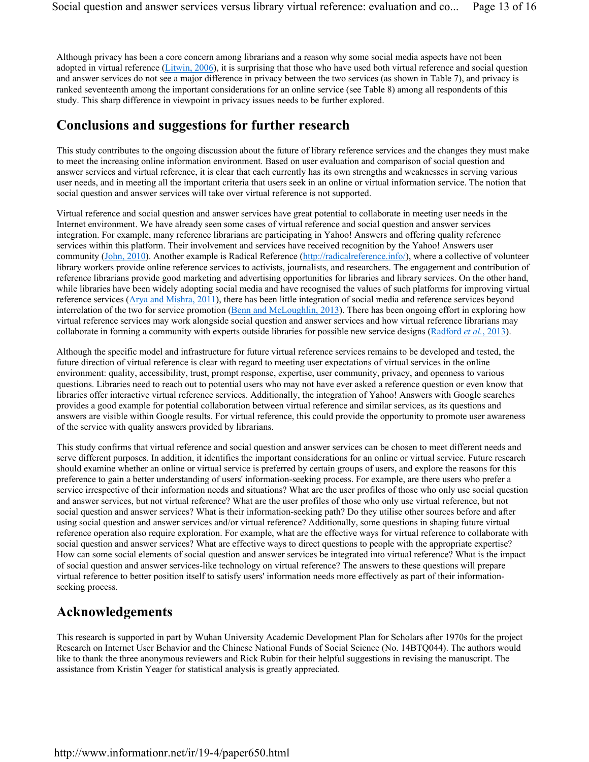Although privacy has been a core concern among librarians and a reason why some social media aspects have not been adopted in virtual reference (Litwin, 2006), it is surprising that those who have used both virtual reference and social question and answer services do not see a major difference in privacy between the two services (as shown in Table 7), and privacy is ranked seventeenth among the important considerations for an online service (see Table 8) among all respondents of this study. This sharp difference in viewpoint in privacy issues needs to be further explored.

## Conclusions and suggestions for further research

This study contributes to the ongoing discussion about the future of library reference services and the changes they must make to meet the increasing online information environment. Based on user evaluation and comparison of social question and answer services and virtual reference, it is clear that each currently has its own strengths and weaknesses in serving various user needs, and in meeting all the important criteria that users seek in an online or virtual information service. The notion that social question and answer services will take over virtual reference is not supported.

Virtual reference and social question and answer services have great potential to collaborate in meeting user needs in the Internet environment. We have already seen some cases of virtual reference and social question and answer services integration. For example, many reference librarians are participating in Yahoo! Answers and offering quality reference services within this platform. Their involvement and services have received recognition by the Yahoo! Answers user community (John, 2010). Another example is Radical Reference (http://radicalreference.info/), where a collective of volunteer library workers provide online reference services to activists, journalists, and researchers. The engagement and contribution of reference librarians provide good marketing and advertising opportunities for libraries and library services. On the other hand, while libraries have been widely adopting social media and have recognised the values of such platforms for improving virtual reference services (Arya and Mishra, 2011), there has been little integration of social media and reference services beyond interrelation of the two for service promotion (Benn and McLoughlin, 2013). There has been ongoing effort in exploring how virtual reference services may work alongside social question and answer services and how virtual reference librarians may collaborate in forming a community with experts outside libraries for possible new service designs (Radford *et al.*, 2013).

Although the specific model and infrastructure for future virtual reference services remains to be developed and tested, the future direction of virtual reference is clear with regard to meeting user expectations of virtual services in the online environment: quality, accessibility, trust, prompt response, expertise, user community, privacy, and openness to various questions. Libraries need to reach out to potential users who may not have ever asked a reference question or even know that libraries offer interactive virtual reference services. Additionally, the integration of Yahoo! Answers with Google searches provides a good example for potential collaboration between virtual reference and similar services, as its questions and answers are visible within Google results. For virtual reference, this could provide the opportunity to promote user awareness of the service with quality answers provided by librarians.

This study confirms that virtual reference and social question and answer services can be chosen to meet different needs and serve different purposes. In addition, it identifies the important considerations for an online or virtual service. Future research should examine whether an online or virtual service is preferred by certain groups of users, and explore the reasons for this preference to gain a better understanding of users' information-seeking process. For example, are there users who prefer a service irrespective of their information needs and situations? What are the user profiles of those who only use social question and answer services, but not virtual reference? What are the user profiles of those who only use virtual reference, but not social question and answer services? What is their information-seeking path? Do they utilise other sources before and after using social question and answer services and/or virtual reference? Additionally, some questions in shaping future virtual reference operation also require exploration. For example, what are the effective ways for virtual reference to collaborate with social question and answer services? What are effective ways to direct questions to people with the appropriate expertise? How can some social elements of social question and answer services be integrated into virtual reference? What is the impact of social question and answer services-like technology on virtual reference? The answers to these questions will prepare virtual reference to better position itself to satisfy users' information needs more effectively as part of their information-seeking process.

## Acknowledgements

This research is supported in part by Wuhan University Academic Development Plan for Scholars after 1970s for the project Research on Internet User Behavior and the Chinese National Funds of Social Science (No. 14BTQ044). The authors would like to thank the three anonymous reviewers and Rick Rubin for their helpful suggestions in revising the manuscript. The assistance from Kristin Yeager for statistical analysis is greatly appreciated.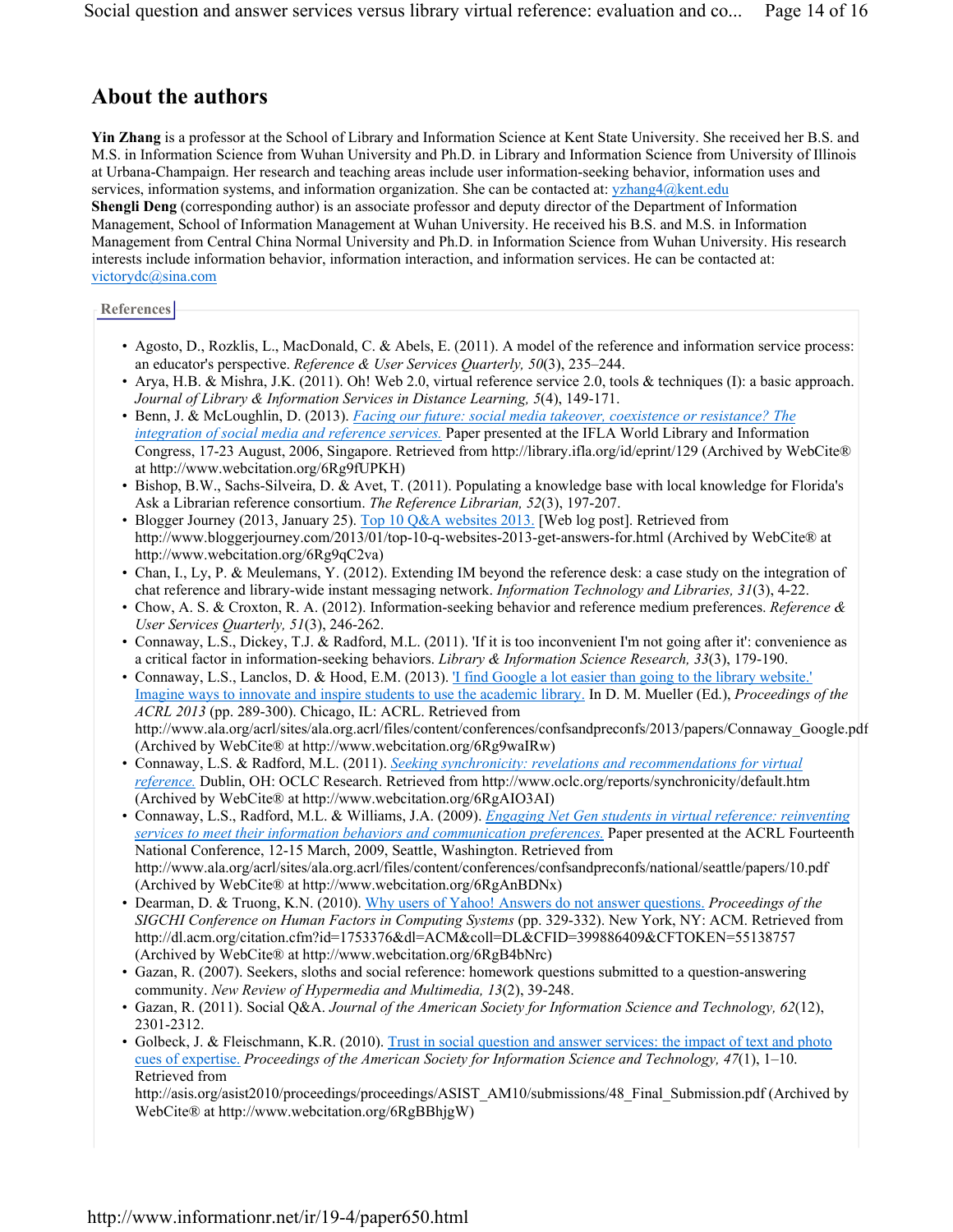## About the authors

**Yin Zhang** is a professor at the School of Library and Information Science at Kent State University. She received her B.S. and M.S. in Information Science from Wuhan University and Ph.D. in Library and Information Science from University of Illinois at Urbana-Champaign. Her research and teaching areas include user information-seeking behavior, information uses and services, information systems, and information organization. She can be contacted at: yzhang4@kent.edu
**Shengli Deng** (corresponding author) is an associate professor and deputy director of the Department of Information Management, School of Information Management at Wuhan University. He received his B.S. and M.S. in Information Management from Central China Normal University and Ph.D. in Information Science from Wuhan University. His research interests include information behavior, information interaction, and information services. He can be contacted at: victorydc@sina.com

### References

- Agosto, D., Rozklis, L., MacDonald, C. & Abels, E. (2011). A model of the reference and information service process: an educator's perspective. *Reference & User Services Quarterly, 50*(3), 235–244.
- Arya, H.B. & Mishra, J.K. (2011). Oh! Web 2.0, virtual reference service 2.0, tools & techniques (I): a basic approach. *Journal of Library & Information Services in Distance Learning, 5*(4), 149-171.
- Benn, J. & McLoughlin, D. (2013). *Facing our future: social media takeover, coexistence or resistance? The integration of social media and reference services.* Paper presented at the IFLA World Library and Information Congress, 17-23 August, 2006, Singapore. Retrieved from http://library.ifla.org/id/eprint/129 (Archived by WebCite® at http://www.webcitation.org/6Rg9fUPKH)
- Bishop, B.W., Sachs-Silveira, D. & Avet, T. (2011). Populating a knowledge base with local knowledge for Florida's Ask a Librarian reference consortium. *The Reference Librarian, 52*(3), 197-207.
- Blogger Journey (2013, January 25). Top 10 Q&A websites 2013. [Web log post]. Retrieved from http://www.bloggerjourney.com/2013/01/top-10-q-websites-2013-get-answers-for.html (Archived by WebCite® at http://www.webcitation.org/6Rg9qC2va)
- Chan, I., Ly, P. & Meulemans, Y. (2012). Extending IM beyond the reference desk: a case study on the integration of chat reference and library-wide instant messaging network. *Information Technology and Libraries, 31*(3), 4-22.
- Chow, A. S. & Croxton, R. A. (2012). Information-seeking behavior and reference medium preferences. *Reference & User Services Quarterly, 51*(3), 246-262.
- Connaway, L.S., Dickey, T.J. & Radford, M.L. (2011). 'If it is too inconvenient I'm not going after it': convenience as a critical factor in information-seeking behaviors. *Library & Information Science Research, 33*(3), 179-190.
- Connaway, L.S., Lanclos, D. & Hood, E.M. (2013). 'I find Google a lot easier than going to the library website.' Imagine ways to innovate and inspire students to use the academic library. In D. M. Mueller (Ed.), *Proceedings of the ACRL 2013* (pp. 289-300). Chicago, IL: ACRL. Retrieved from http://www.ala.org/acrl/sites/ala.org.acrl/files/content/conferences/confsandpreconfs/2013/papers/Connaway_Google.pdf (Archived by WebCite® at http://www.webcitation.org/6Rg9waIRw)
- Connaway, L.S. & Radford, M.L. (2011). *Seeking synchronicity: revelations and recommendations for virtual reference.* Dublin, OH: OCLC Research. Retrieved from http://www.oclc.org/reports/synchronicity/default.htm (Archived by WebCite® at http://www.webcitation.org/6RgAIO3AI)
- Connaway, L.S., Radford, M.L. & Williams, J.A. (2009). *Engaging Net Gen students in virtual reference: reinventing services to meet their information behaviors and communication preferences.* Paper presented at the ACRL Fourteenth National Conference, 12-15 March, 2009, Seattle, Washington. Retrieved from http://www.ala.org/acrl/sites/ala.org.acrl/files/content/conferences/confsandpreconfs/national/seattle/papers/10.pdf (Archived by WebCite® at http://www.webcitation.org/6RgAnBDNx)
- Dearman, D. & Truong, K.N. (2010). Why users of Yahoo! Answers do not answer questions. *Proceedings of the SIGCHI Conference on Human Factors in Computing Systems* (pp. 329-332). New York, NY: ACM. Retrieved from http://dl.acm.org/citation.cfm?id=1753376&dl=ACM&coll=DL&CFID=399886409&CFTOKEN=55138757 (Archived by WebCite® at http://www.webcitation.org/6RgB4bNrc)
- Gazan, R. (2007). Seekers, sloths and social reference: homework questions submitted to a question-answering community. *New Review of Hypermedia and Multimedia, 13*(2), 39-248.
- Gazan, R. (2011). Social Q&A. *Journal of the American Society for Information Science and Technology, 62*(12), 2301-2312.
- Golbeck, J. & Fleischmann, K.R. (2010). Trust in social question and answer services: the impact of text and photo cues of expertise. *Proceedings of the American Society for Information Science and Technology, 47*(1), 1–10. Retrieved from http://asis.org/asist2010/proceedings/proceedings/ASIST_AM10/submissions/48_Final_Submission.pdf (Archived by WebCite® at http://www.webcitation.org/6RgBBhjgW)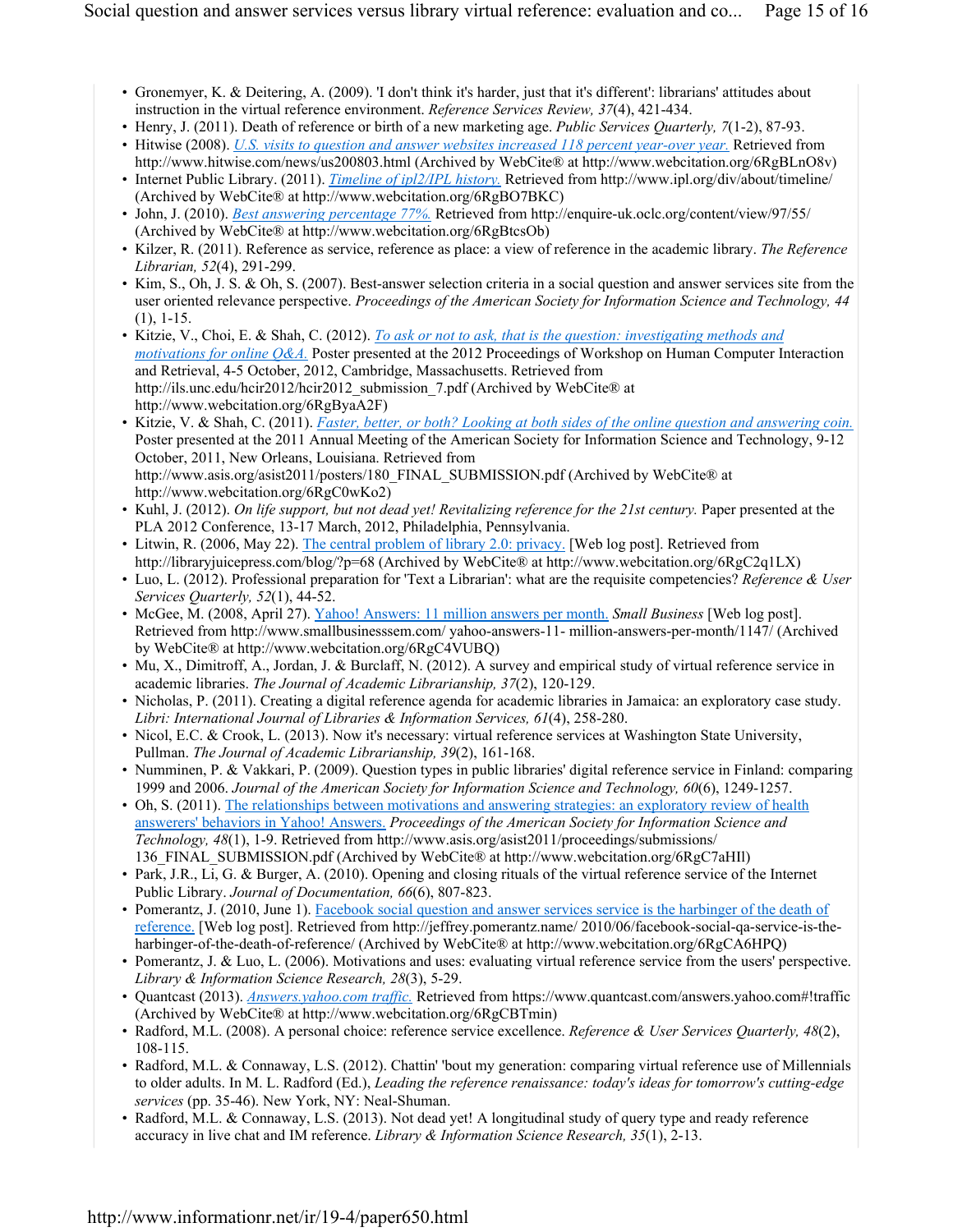- Gronemyer, K. & Deitering, A. (2009). 'I don't think it's harder, just that it's different': librarians' attitudes about instruction in the virtual reference environment. *Reference Services Review, 37*(4), 421-434.
- Henry, J. (2011). Death of reference or birth of a new marketing age. *Public Services Quarterly, 7*(1-2), 87-93.
- Hitwise (2008). *U.S. visits to question and answer websites increased 118 percent year-over year.* Retrieved from http://www.hitwise.com/news/us200803.html (Archived by WebCite® at http://www.webcitation.org/6RgBLnO8v)
- Internet Public Library. (2011). *Timeline of ipl2/IPL history.* Retrieved from http://www.ipl.org/div/about/timeline/ (Archived by WebCite® at http://www.webcitation.org/6RgBO7BKC)
- John, J. (2010). *Best answering percentage 77%.* Retrieved from http://enquire-uk.oclc.org/content/view/97/55/ (Archived by WebCite® at http://www.webcitation.org/6RgBtcsOb)
- Kilzer, R. (2011). Reference as service, reference as place: a view of reference in the academic library. *The Reference Librarian, 52*(4), 291-299.
- Kim, S., Oh, J. S. & Oh, S. (2007). Best-answer selection criteria in a social question and answer services site from the user oriented relevance perspective. *Proceedings of the American Society for Information Science and Technology, 44* (1), 1-15.
- Kitzie, V., Choi, E. & Shah, C. (2012). *To ask or not to ask, that is the question: investigating methods and motivations for online Q&A.* Poster presented at the 2012 Proceedings of Workshop on Human Computer Interaction and Retrieval, 4-5 October, 2012, Cambridge, Massachusetts. Retrieved from http://ils.unc.edu/hcir2012/hcir2012_submission_7.pdf (Archived by WebCite® at http://www.webcitation.org/6RgByaA2F)
- Kitzie, V. & Shah, C. (2011). *Faster, better, or both? Looking at both sides of the online question and answering coin.* Poster presented at the 2011 Annual Meeting of the American Society for Information Science and Technology, 9-12 October, 2011, New Orleans, Louisiana. Retrieved from http://www.asis.org/asist2011/posters/180_FINAL_SUBMISSION.pdf (Archived by WebCite® at http://www.webcitation.org/6RgC0wKo2)
- Kuhl, J. (2012). *On life support, but not dead yet! Revitalizing reference for the 21st century.* Paper presented at the PLA 2012 Conference, 13-17 March, 2012, Philadelphia, Pennsylvania.
- Litwin, R. (2006, May 22). The central problem of library 2.0: privacy. [Web log post]. Retrieved from http://libraryjuicepress.com/blog/?p=68 (Archived by WebCite® at http://www.webcitation.org/6RgC2q1LX)
- Luo, L. (2012). Professional preparation for 'Text a Librarian': what are the requisite competencies? *Reference & User Services Quarterly, 52*(1), 44-52.
- McGee, M. (2008, April 27). Yahoo! Answers: 11 million answers per month. *Small Business* [Web log post]. Retrieved from http://www.smallbusinesssem.com/ yahoo-answers-11- million-answers-per-month/1147/ (Archived by WebCite® at http://www.webcitation.org/6RgC4VUBQ)
- Mu, X., Dimitroff, A., Jordan, J. & Burclaff, N. (2012). A survey and empirical study of virtual reference service in academic libraries. *The Journal of Academic Librarianship, 37*(2), 120-129.
- Nicholas, P. (2011). Creating a digital reference agenda for academic libraries in Jamaica: an exploratory case study. *Libri: International Journal of Libraries & Information Services, 61*(4), 258-280.
- Nicol, E.C. & Crook, L. (2013). Now it's necessary: virtual reference services at Washington State University, Pullman. *The Journal of Academic Librarianship, 39*(2), 161-168.
- Numminen, P. & Vakkari, P. (2009). Question types in public libraries' digital reference service in Finland: comparing 1999 and 2006. *Journal of the American Society for Information Science and Technology, 60*(6), 1249-1257.
- Oh, S. (2011). The relationships between motivations and answering strategies: an exploratory review of health answerers' behaviors in Yahoo! Answers. *Proceedings of the American Society for Information Science and Technology, 48*(1), 1-9. Retrieved from http://www.asis.org/asist2011/proceedings/submissions/ 136_FINAL_SUBMISSION.pdf (Archived by WebCite® at http://www.webcitation.org/6RgC7aHIl)
- Park, J.R., Li, G. & Burger, A. (2010). Opening and closing rituals of the virtual reference service of the Internet Public Library. *Journal of Documentation, 66*(6), 807-823.
- Pomerantz, J. (2010, June 1). Facebook social question and answer services service is the harbinger of the death of reference. [Web log post]. Retrieved from http://jeffrey.pomerantz.name/ 2010/06/facebook-social-qa-service-is-the-harbinger-of-the-death-of-reference/ (Archived by WebCite® at http://www.webcitation.org/6RgCA6HPQ)
- Pomerantz, J. & Luo, L. (2006). Motivations and uses: evaluating virtual reference service from the users' perspective. *Library & Information Science Research, 28*(3), 5-29.
- Quantcast (2013). *Answers.yahoo.com traffic.* Retrieved from https://www.quantcast.com/answers.yahoo.com#!traffic (Archived by WebCite® at http://www.webcitation.org/6RgCBTmin)
- Radford, M.L. (2008). A personal choice: reference service excellence. *Reference & User Services Quarterly, 48*(2), 108-115.
- Radford, M.L. & Connaway, L.S. (2012). Chattin' 'bout my generation: comparing virtual reference use of Millennials to older adults. In M. L. Radford (Ed.), *Leading the reference renaissance: today's ideas for tomorrow's cutting-edge services* (pp. 35-46). New York, NY: Neal-Shuman.
- Radford, M.L. & Connaway, L.S. (2013). Not dead yet! A longitudinal study of query type and ready reference accuracy in live chat and IM reference. *Library & Information Science Research, 35*(1), 2-13.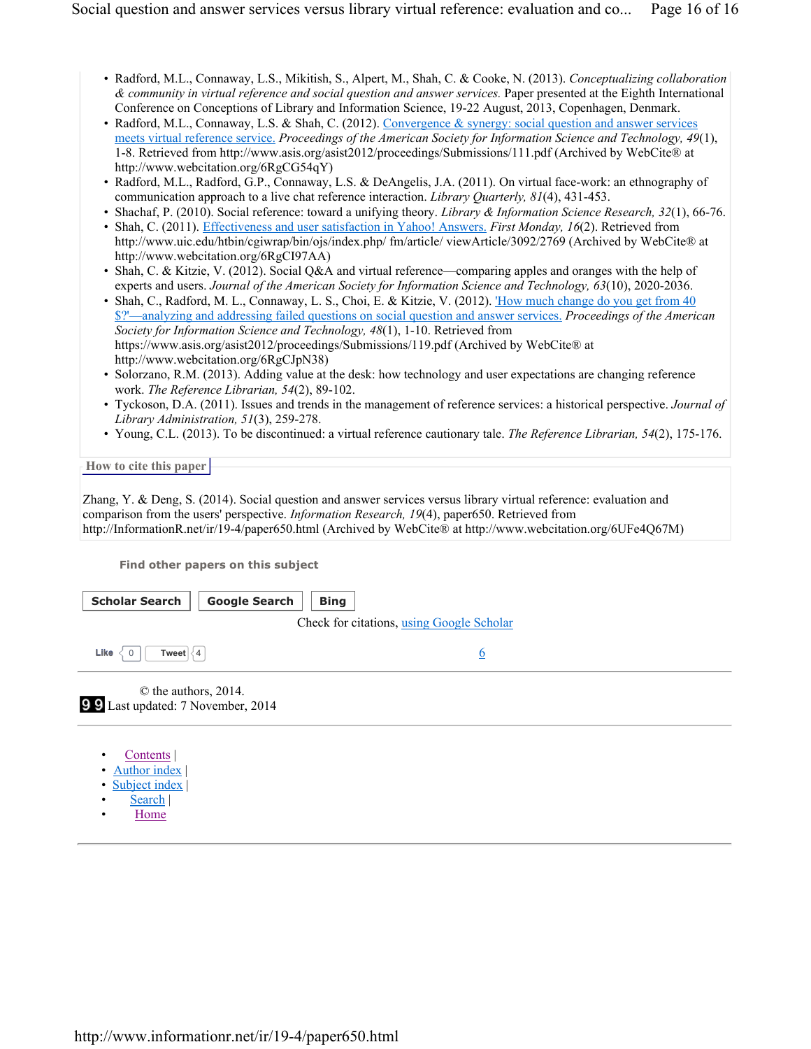- Radford, M.L., Connaway, L.S., Mikitish, S., Alpert, M., Shah, C. & Cooke, N. (2013). *Conceptualizing collaboration & community in virtual reference and social question and answer services.* Paper presented at the Eighth International Conference on Conceptions of Library and Information Science, 19-22 August, 2013, Copenhagen, Denmark.
- Radford, M.L., Connaway, L.S. & Shah, C. (2012). Convergence & synergy: social question and answer services meets virtual reference service. *Proceedings of the American Society for Information Science and Technology, 49*(1), 1-8. Retrieved from http://www.asis.org/asist2012/proceedings/Submissions/111.pdf (Archived by WebCite® at http://www.webcitation.org/6RgCG54qY)
- Radford, M.L., Radford, G.P., Connaway, L.S. & DeAngelis, J.A. (2011). On virtual face-work: an ethnography of communication approach to a live chat reference interaction. *Library Quarterly, 81*(4), 431-453.
- Shachaf, P. (2010). Social reference: toward a unifying theory. *Library & Information Science Research, 32*(1), 66-76.
- Shah, C. (2011). Effectiveness and user satisfaction in Yahoo! Answers. *First Monday, 16*(2). Retrieved from http://www.uic.edu/htbin/cgiwrap/bin/ojs/index.php/ fm/article/ viewArticle/3092/2769 (Archived by WebCite® at http://www.webcitation.org/6RgCI97AA)
- Shah, C. & Kitzie, V. (2012). Social Q&A and virtual reference—comparing apples and oranges with the help of experts and users. *Journal of the American Society for Information Science and Technology, 63*(10), 2020-2036.
- Shah, C., Radford, M. L., Connaway, L. S., Choi, E. & Kitzie, V. (2012). 'How much change do you get from 40 $?'—analyzing and addressing failed questions on social question and answer services. *Proceedings of the American Society for Information Science and Technology, 48*(1), 1-10. Retrieved from https://www.asis.org/asist2012/proceedings/Submissions/119.pdf (Archived by WebCite® at http://www.webcitation.org/6RgCJpN38)
- Solorzano, R.M. (2013). Adding value at the desk: how technology and user expectations are changing reference work. *The Reference Librarian, 54*(2), 89-102.
- Tyckoson, D.A. (2011). Issues and trends in the management of reference services: a historical perspective. *Journal of Library Administration, 51*(3), 259-278.
- Young, C.L. (2013). To be discontinued: a virtual reference cautionary tale. *The Reference Librarian, 54*(2), 175-176.

**How to cite this paper**

Zhang, Y. & Deng, S. (2014). Social question and answer services versus library virtual reference: evaluation and comparison from the users' perspective. *Information Research, 19*(4), paper650. Retrieved from http://InformationR.net/ir/19-4/paper650.html (Archived by WebCite® at http://www.webcitation.org/6UFe4Q67M)

**Find other papers on this subject**

Scholar Search | Google Search | Bing

Check for citations, using Google Scholar

Like 0 Tweet 4 6

© the authors, 2014.
Last updated: 7 November, 2014

- Contents |
- Author index |
- Subject index |
- Search |
- Home